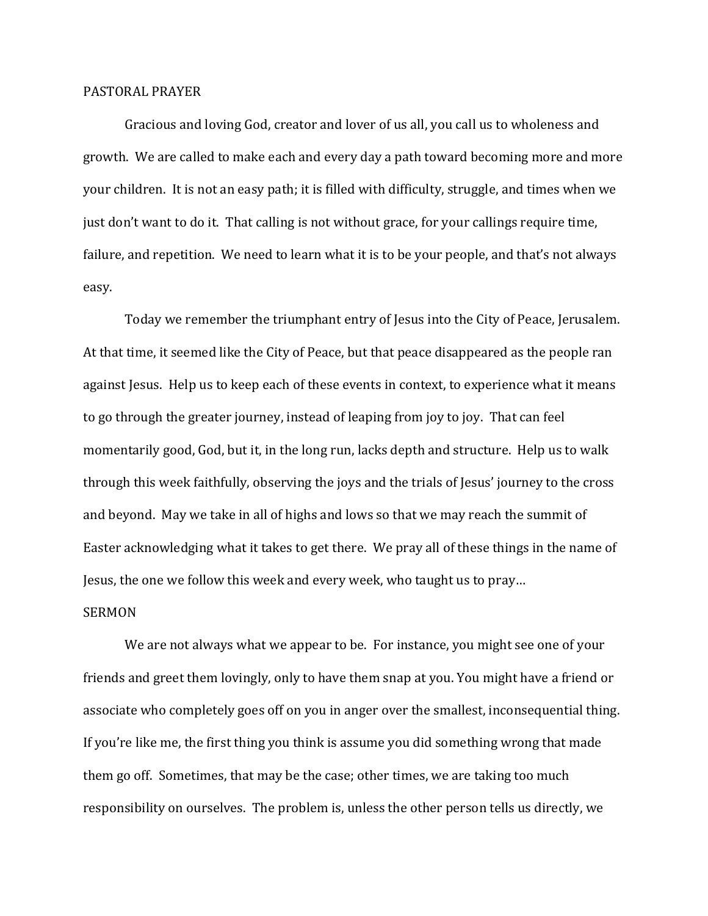PASTORAL PRAYER

Gracious and loving God, creator and lover of us all, you call us to wholeness and growth. We are called to make each and every day a path toward becoming more and more your children. It is not an easy path; it is filled with difficulty, struggle, and times when we just don't want to do it. That calling is not without grace, for your callings require time, failure, and repetition. We need to learn what it is to be your people, and that's not always easy.

Today we remember the triumphant entry of Jesus into the City of Peace, Jerusalem. At that time, it seemed like the City of Peace, but that peace disappeared as the people ran against Jesus. Help us to keep each of these events in context, to experience what it means to go through the greater journey, instead of leaping from joy to joy. That can feel momentarily good, God, but it, in the long run, lacks depth and structure. Help us to walk through this week faithfully, observing the joys and the trials of Jesus' journey to the cross and beyond. May we take in all of highs and lows so that we may reach the summit of Easter acknowledging what it takes to get there. We pray all of these things in the name of Jesus, the one we follow this week and every week, who taught us to pray…

SERMON

We are not always what we appear to be. For instance, you might see one of your friends and greet them lovingly, only to have them snap at you. You might have a friend or associate who completely goes off on you in anger over the smallest, inconsequential thing. If you're like me, the first thing you think is assume you did something wrong that made them go off. Sometimes, that may be the case; other times, we are taking too much responsibility on ourselves. The problem is, unless the other person tells us directly, we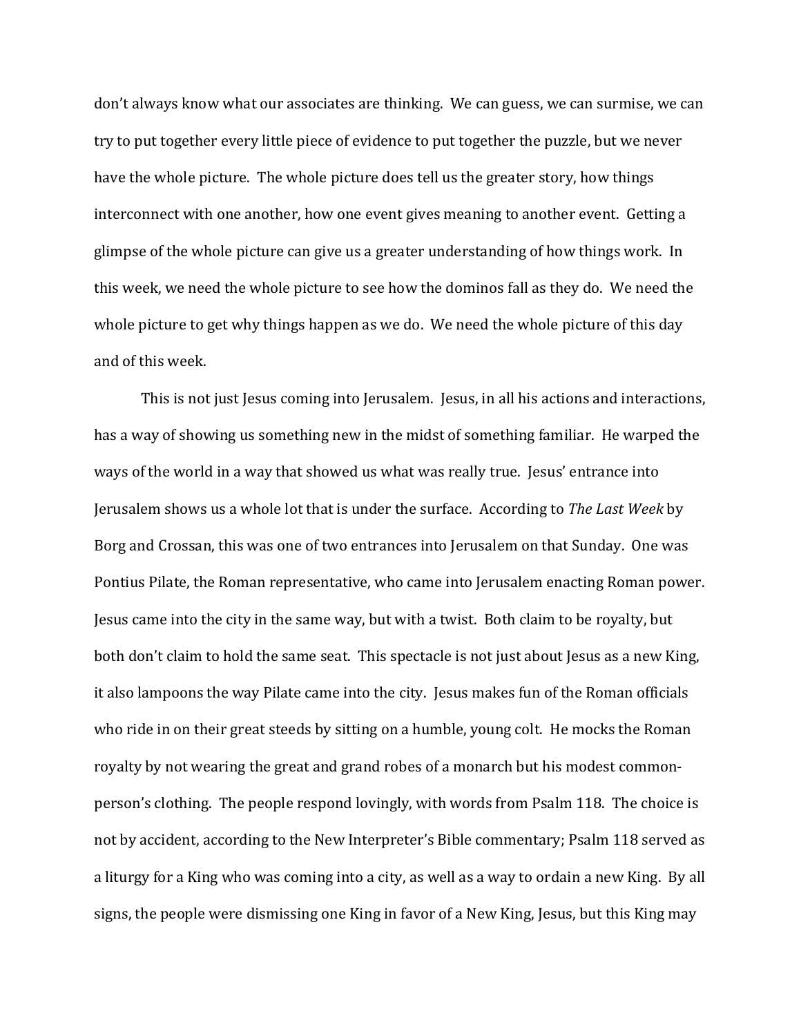don't always know what our associates are thinking. We can guess, we can surmise, we can try to put together every little piece of evidence to put together the puzzle, but we never have the whole picture. The whole picture does tell us the greater story, how things interconnect with one another, how one event gives meaning to another event. Getting a glimpse of the whole picture can give us a greater understanding of how things work. In this week, we need the whole picture to see how the dominos fall as they do. We need the whole picture to get why things happen as we do. We need the whole picture of this day and of this week.

This is not just Jesus coming into Jerusalem. Jesus, in all his actions and interactions, has a way of showing us something new in the midst of something familiar. He warped the ways of the world in a way that showed us what was really true. Jesus' entrance into Jerusalem shows us a whole lot that is under the surface. According to *The Last Week* by Borg and Crossan, this was one of two entrances into Jerusalem on that Sunday. One was Pontius Pilate, the Roman representative, who came into Jerusalem enacting Roman power. Jesus came into the city in the same way, but with a twist. Both claim to be royalty, but both don't claim to hold the same seat. This spectacle is not just about Jesus as a new King, it also lampoons the way Pilate came into the city. Jesus makes fun of the Roman officials who ride in on their great steeds by sitting on a humble, young colt. He mocks the Roman royalty by not wearing the great and grand robes of a monarch but his modest common-person's clothing. The people respond lovingly, with words from Psalm 118. The choice is not by accident, according to the New Interpreter's Bible commentary; Psalm 118 served as a liturgy for a King who was coming into a city, as well as a way to ordain a new King. By all signs, the people were dismissing one King in favor of a New King, Jesus, but this King may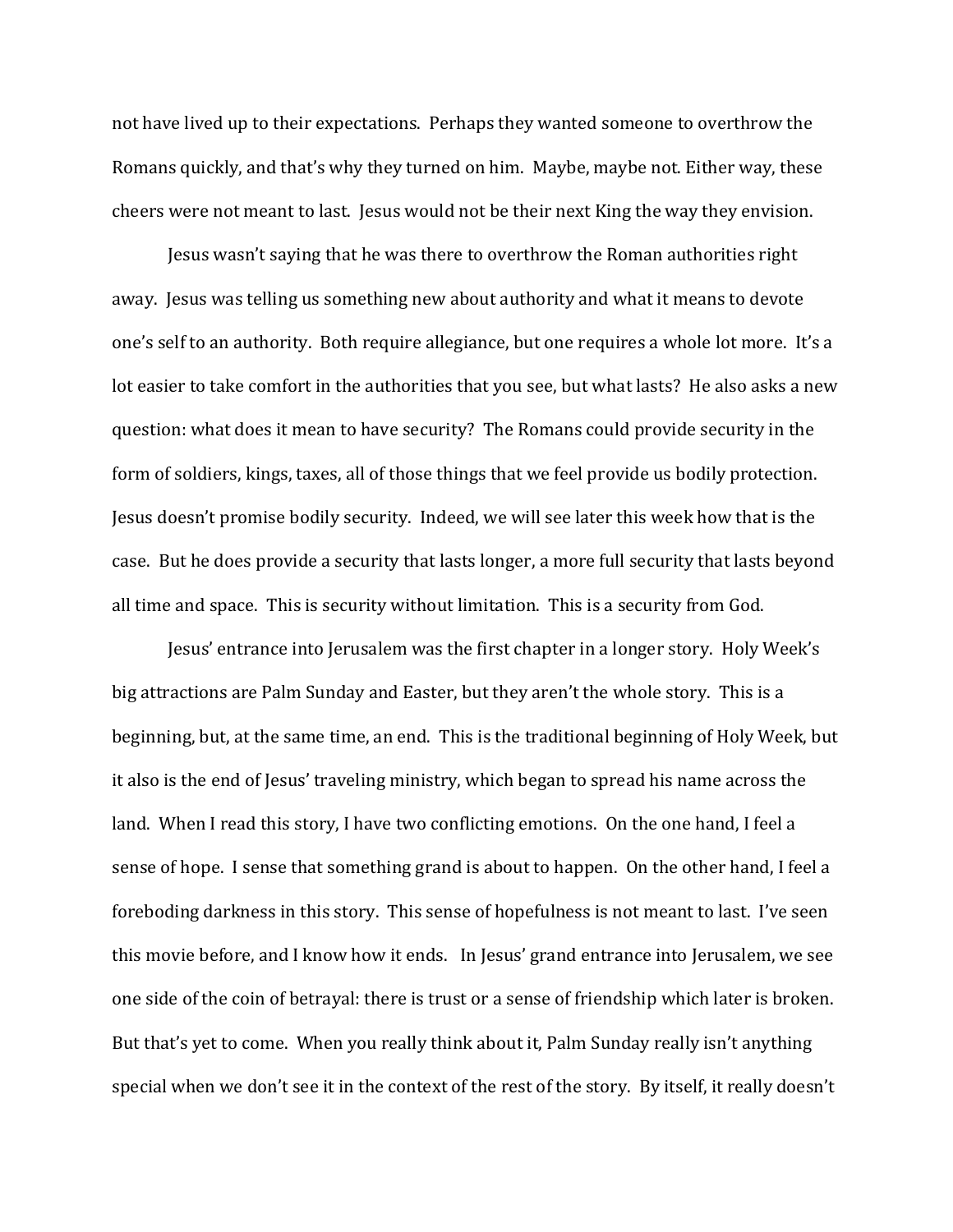not have lived up to their expectations. Perhaps they wanted someone to overthrow the Romans quickly, and that's why they turned on him. Maybe, maybe not. Either way, these cheers were not meant to last. Jesus would not be their next King the way they envision.

Jesus wasn't saying that he was there to overthrow the Roman authorities right away. Jesus was telling us something new about authority and what it means to devote one's self to an authority. Both require allegiance, but one requires a whole lot more. It's a lot easier to take comfort in the authorities that you see, but what lasts? He also asks a new question: what does it mean to have security? The Romans could provide security in the form of soldiers, kings, taxes, all of those things that we feel provide us bodily protection. Jesus doesn't promise bodily security. Indeed, we will see later this week how that is the case. But he does provide a security that lasts longer, a more full security that lasts beyond all time and space. This is security without limitation. This is a security from God.

Jesus' entrance into Jerusalem was the first chapter in a longer story. Holy Week's big attractions are Palm Sunday and Easter, but they aren't the whole story. This is a beginning, but, at the same time, an end. This is the traditional beginning of Holy Week, but it also is the end of Jesus' traveling ministry, which began to spread his name across the land. When I read this story, I have two conflicting emotions. On the one hand, I feel a sense of hope. I sense that something grand is about to happen. On the other hand, I feel a foreboding darkness in this story. This sense of hopefulness is not meant to last. I've seen this movie before, and I know how it ends. In Jesus' grand entrance into Jerusalem, we see one side of the coin of betrayal: there is trust or a sense of friendship which later is broken. But that's yet to come. When you really think about it, Palm Sunday really isn't anything special when we don't see it in the context of the rest of the story. By itself, it really doesn't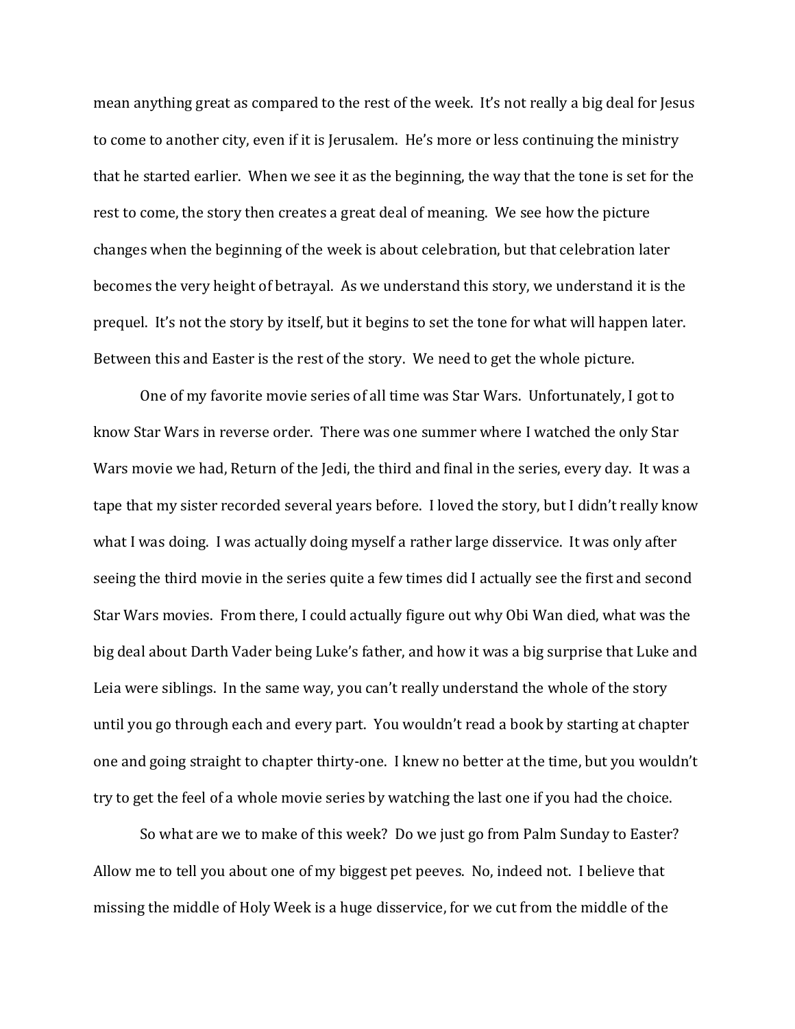mean anything great as compared to the rest of the week. It's not really a big deal for Jesus to come to another city, even if it is Jerusalem. He's more or less continuing the ministry that he started earlier. When we see it as the beginning, the way that the tone is set for the rest to come, the story then creates a great deal of meaning. We see how the picture changes when the beginning of the week is about celebration, but that celebration later becomes the very height of betrayal. As we understand this story, we understand it is the prequel. It's not the story by itself, but it begins to set the tone for what will happen later. Between this and Easter is the rest of the story. We need to get the whole picture.

One of my favorite movie series of all time was Star Wars. Unfortunately, I got to know Star Wars in reverse order. There was one summer where I watched the only Star Wars movie we had, Return of the Jedi, the third and final in the series, every day. It was a tape that my sister recorded several years before. I loved the story, but I didn't really know what I was doing. I was actually doing myself a rather large disservice. It was only after seeing the third movie in the series quite a few times did I actually see the first and second Star Wars movies. From there, I could actually figure out why Obi Wan died, what was the big deal about Darth Vader being Luke's father, and how it was a big surprise that Luke and Leia were siblings. In the same way, you can't really understand the whole of the story until you go through each and every part. You wouldn't read a book by starting at chapter one and going straight to chapter thirty-one. I knew no better at the time, but you wouldn't try to get the feel of a whole movie series by watching the last one if you had the choice.

So what are we to make of this week? Do we just go from Palm Sunday to Easter? Allow me to tell you about one of my biggest pet peeves. No, indeed not. I believe that missing the middle of Holy Week is a huge disservice, for we cut from the middle of the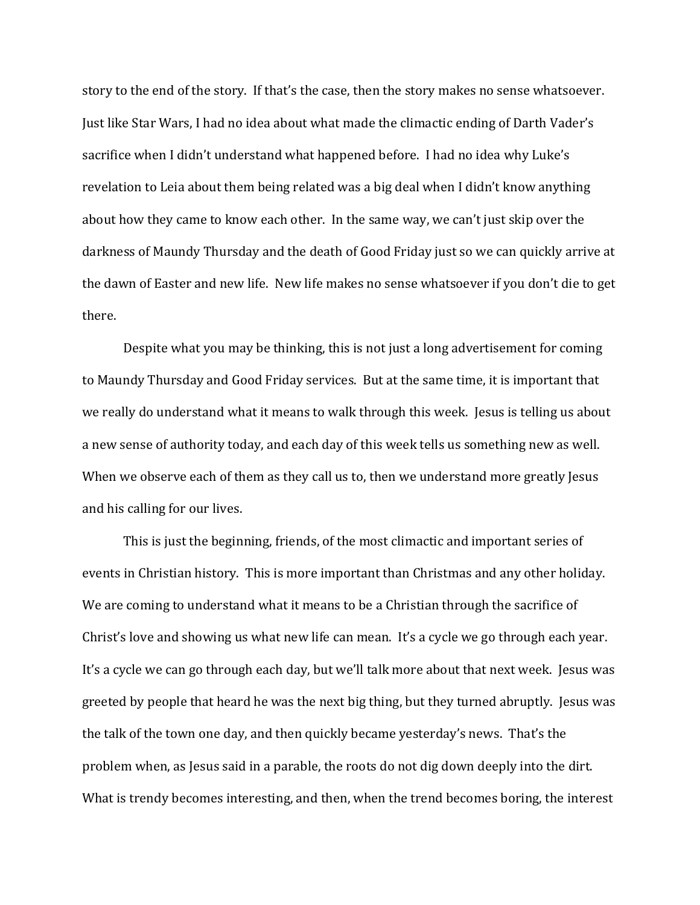story to the end of the story. If that's the case, then the story makes no sense whatsoever. Just like Star Wars, I had no idea about what made the climactic ending of Darth Vader's sacrifice when I didn't understand what happened before. I had no idea why Luke's revelation to Leia about them being related was a big deal when I didn't know anything about how they came to know each other. In the same way, we can't just skip over the darkness of Maundy Thursday and the death of Good Friday just so we can quickly arrive at the dawn of Easter and new life. New life makes no sense whatsoever if you don't die to get there.

Despite what you may be thinking, this is not just a long advertisement for coming to Maundy Thursday and Good Friday services. But at the same time, it is important that we really do understand what it means to walk through this week. Jesus is telling us about a new sense of authority today, and each day of this week tells us something new as well. When we observe each of them as they call us to, then we understand more greatly Jesus and his calling for our lives.

This is just the beginning, friends, of the most climactic and important series of events in Christian history. This is more important than Christmas and any other holiday. We are coming to understand what it means to be a Christian through the sacrifice of Christ's love and showing us what new life can mean. It's a cycle we go through each year. It's a cycle we can go through each day, but we'll talk more about that next week. Jesus was greeted by people that heard he was the next big thing, but they turned abruptly. Jesus was the talk of the town one day, and then quickly became yesterday's news. That's the problem when, as Jesus said in a parable, the roots do not dig down deeply into the dirt. What is trendy becomes interesting, and then, when the trend becomes boring, the interest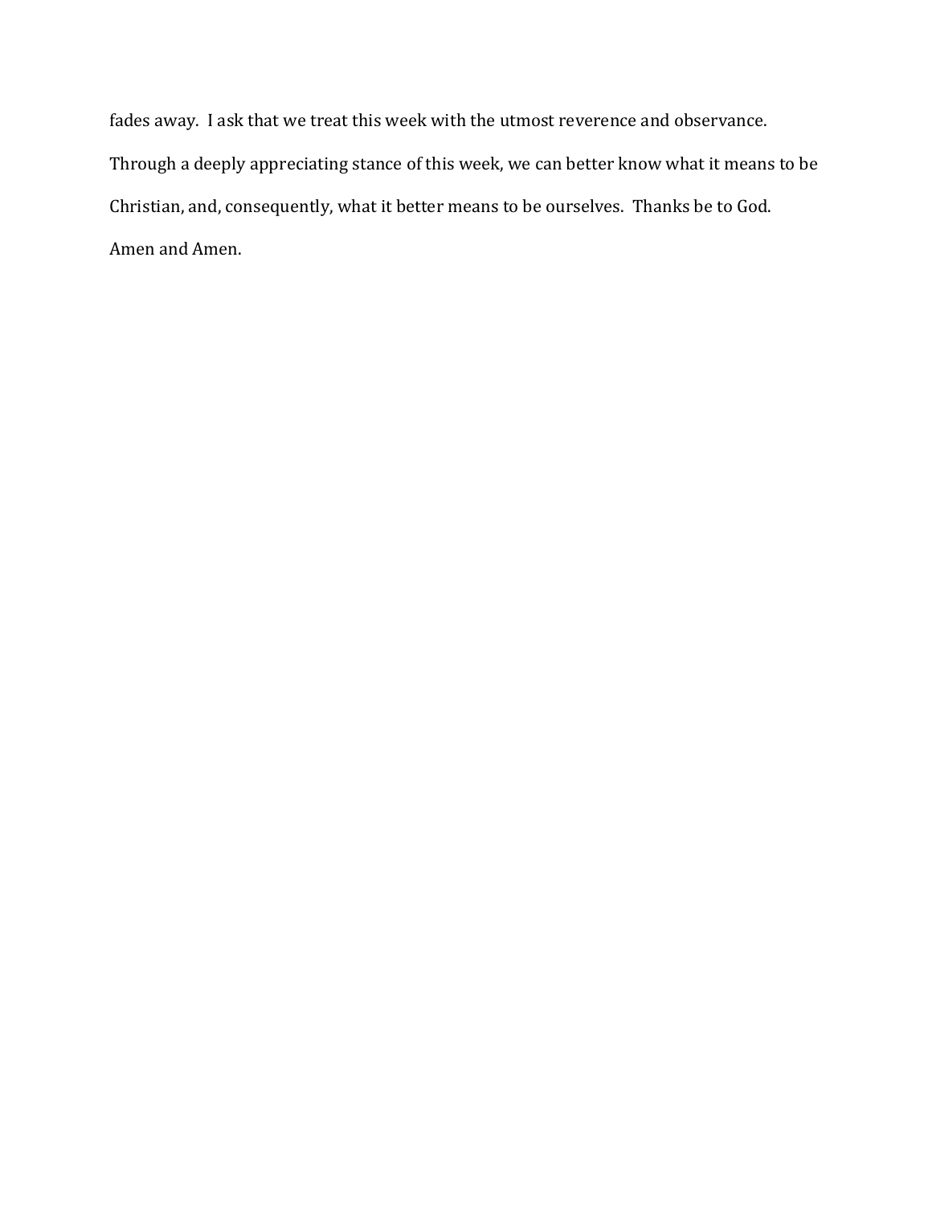fades away. I ask that we treat this week with the utmost reverence and observance. Through a deeply appreciating stance of this week, we can better know what it means to be Christian, and, consequently, what it better means to be ourselves. Thanks be to God.

Amen and Amen.